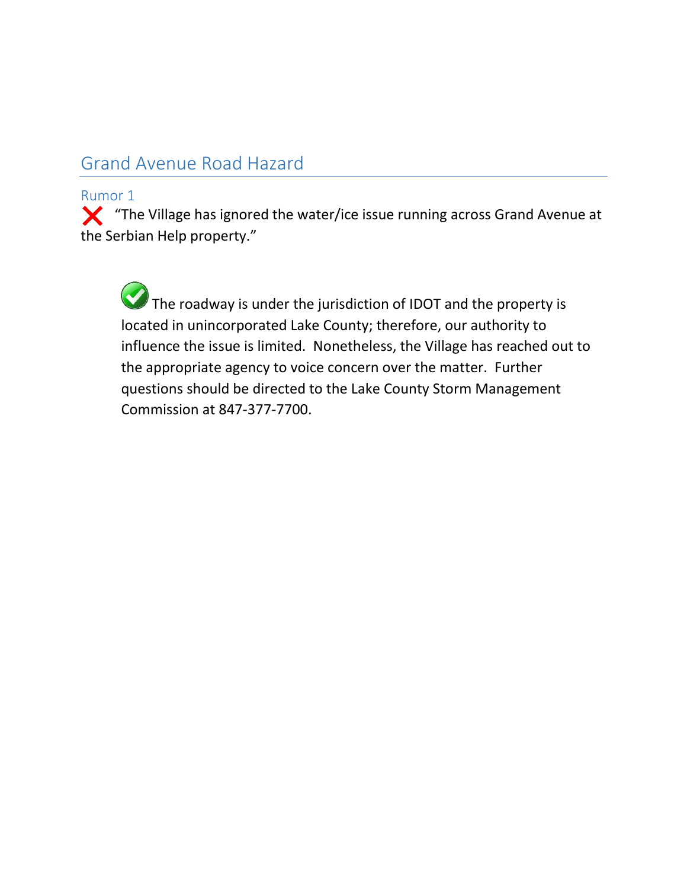## Grand Avenue Road Hazard

### Rumor 1

❌ "The Village has ignored the water/ice issue running across Grand Avenue at the Serbian Help property."

> ✅ The roadway is under the jurisdiction of IDOT and the property is located in unincorporated Lake County; therefore, our authority to influence the issue is limited. Nonetheless, the Village has reached out to the appropriate agency to voice concern over the matter. Further questions should be directed to the Lake County Storm Management Commission at 847-377-7700.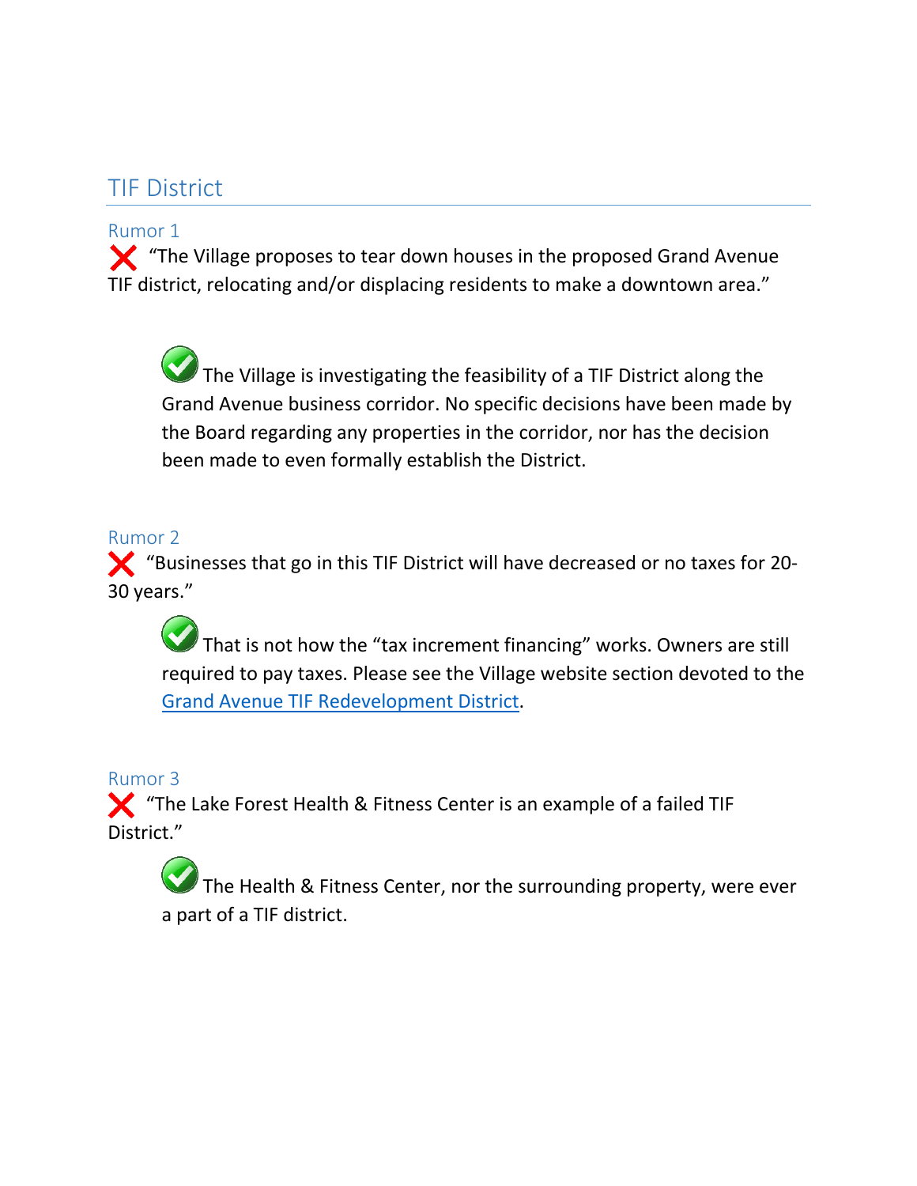## TIF District

### Rumor 1

❌ "The Village proposes to tear down houses in the proposed Grand Avenue TIF district, relocating and/or displacing residents to make a downtown area."

> ✅ The Village is investigating the feasibility of a TIF District along the Grand Avenue business corridor. No specific decisions have been made by the Board regarding any properties in the corridor, nor has the decision been made to even formally establish the District.

### Rumor 2

❌ "Businesses that go in this TIF District will have decreased or no taxes for 20-30 years."

> ✅ That is not how the "tax increment financing" works. Owners are still required to pay taxes. Please see the Village website section devoted to the Grand Avenue TIF Redevelopment District.

### Rumor 3

❌ "The Lake Forest Health & Fitness Center is an example of a failed TIF District."

> ✅ The Health & Fitness Center, nor the surrounding property, were ever a part of a TIF district.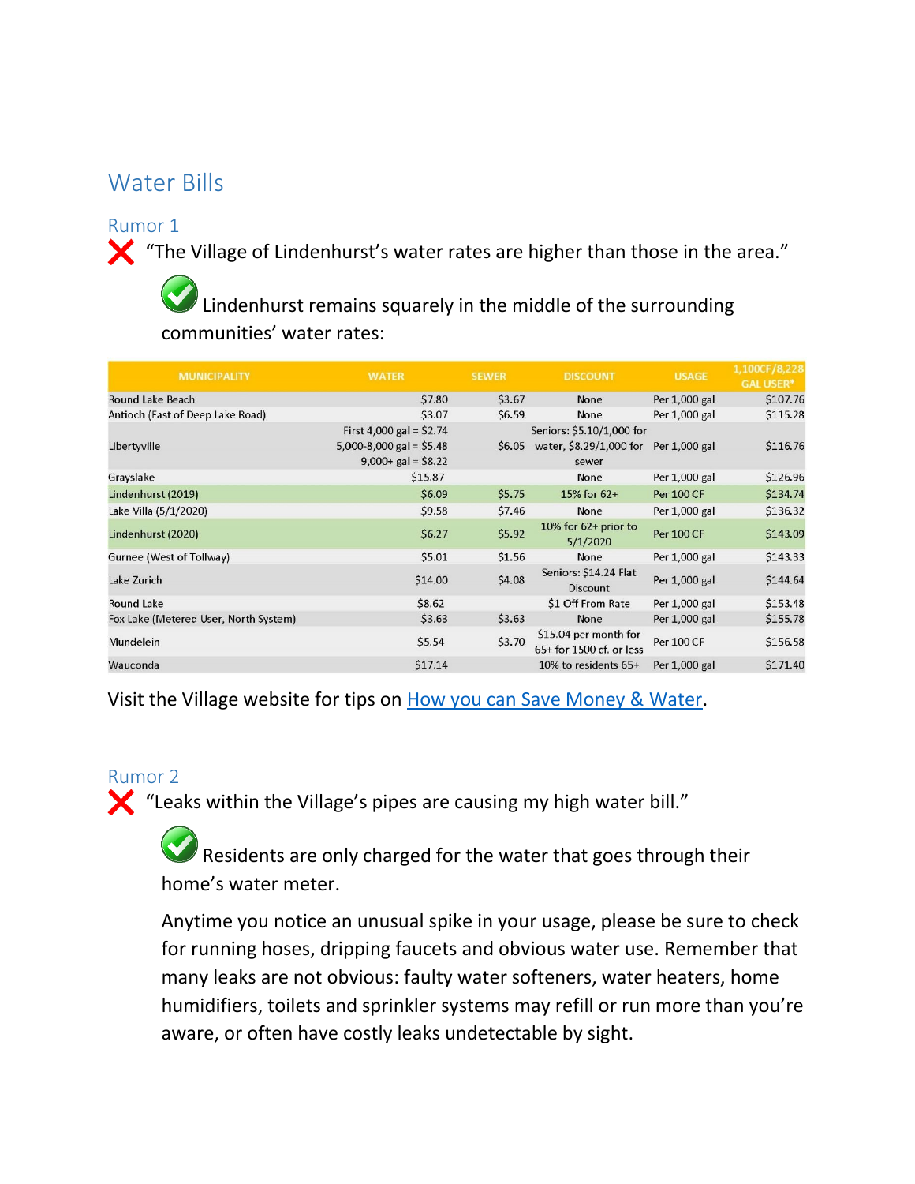## Water Bills

### Rumor 1

❌ "The Village of Lindenhurst's water rates are higher than those in the area."

✅ Lindenhurst remains squarely in the middle of the surrounding communities' water rates:

| MUNICIPALITY | WATER | SEWER | DISCOUNT | USAGE | 1,100CF/8,228 GAL USER* |
|---|---|---|---|---|---|
| Round Lake Beach | $7.80 | $3.67 | None | Per 1,000 gal | $107.76 |
| Antioch (East of Deep Lake Road) | $3.07 | $6.59 | None | Per 1,000 gal | $115.28 |
| Libertyville | First 4,000 gal = $2.74<br>5,000-8,000 gal = $5.48<br>9,000+ gal = $8.22 | $6.05 | Seniors: $5.10/1,000 for water, $8.29/1,000 for sewer | Per 1,000 gal | $116.76 |
| Grayslake | $15.87 | | None | Per 1,000 gal | $126.96 |
| Lindenhurst (2019) | $6.09 | $5.75 | 15% for 62+ | Per 100 CF | $134.74 |
| Lake Villa (5/1/2020) | $9.58 | $7.46 | None | Per 1,000 gal | $136.32 |
| Lindenhurst (2020) | $6.27 | $5.92 | 10% for 62+ prior to 5/1/2020 | Per 100 CF | $143.09 |
| Gurnee (West of Tollway) | $5.01 | $1.56 | None | Per 1,000 gal | $143.33 |
| Lake Zurich | $14.00 | $4.08 | Seniors: $14.24 Flat Discount | Per 1,000 gal | $144.64 |
| Round Lake | $8.62 | | $1 Off From Rate | Per 1,000 gal | $153.48 |
| Fox Lake (Metered User, North System) | $3.63 | $3.63 | None | Per 1,000 gal | $155.78 |
| Mundelein | $5.54 | $3.70 | $15.04 per month for 65+ for 1500 cf. or less | Per 100 CF | $156.58 |
| Wauconda | $17.14 | | 10% to residents 65+ | Per 1,000 gal | $171.40 |

Visit the Village website for tips on [How you can Save Money & Water](#).

### Rumor 2

❌ "Leaks within the Village's pipes are causing my high water bill."

✅ Residents are only charged for the water that goes through their home's water meter.

Anytime you notice an unusual spike in your usage, please be sure to check for running hoses, dripping faucets and obvious water use. Remember that many leaks are not obvious: faulty water softeners, water heaters, home humidifiers, toilets and sprinkler systems may refill or run more than you're aware, or often have costly leaks undetectable by sight.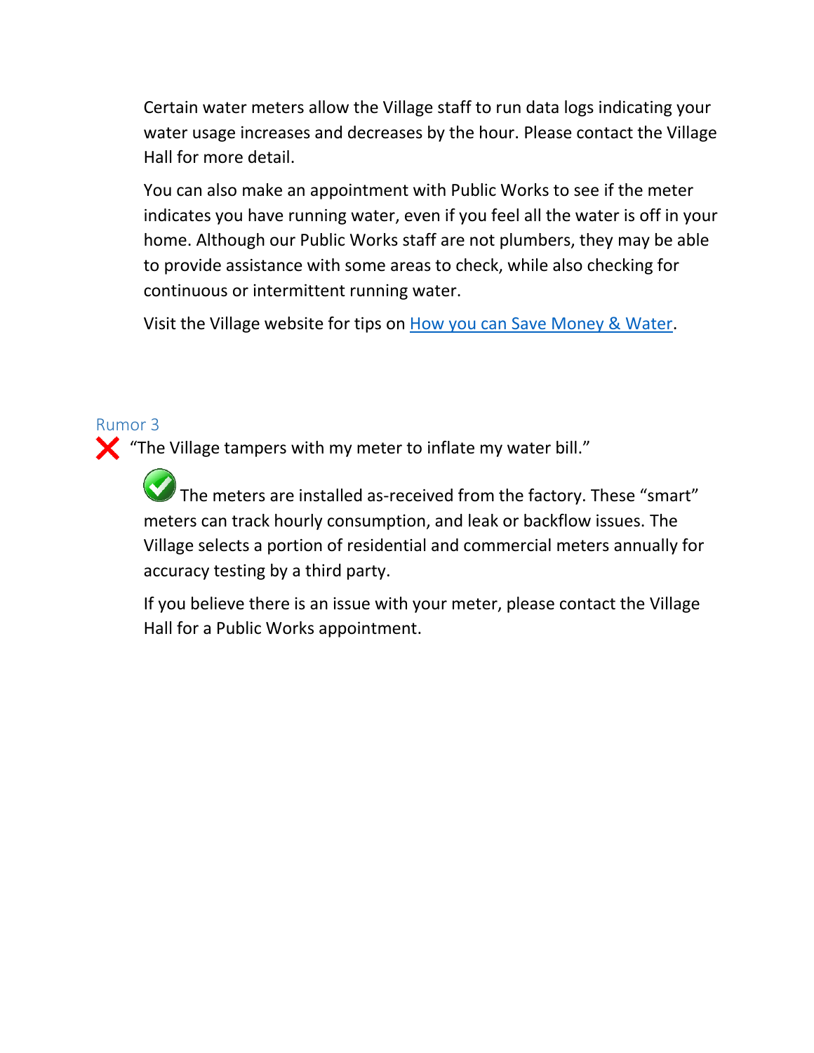Certain water meters allow the Village staff to run data logs indicating your water usage increases and decreases by the hour. Please contact the Village Hall for more detail.

You can also make an appointment with Public Works to see if the meter indicates you have running water, even if you feel all the water is off in your home. Although our Public Works staff are not plumbers, they may be able to provide assistance with some areas to check, while also checking for continuous or intermittent running water.

Visit the Village website for tips on [How you can Save Money & Water](#).

### Rumor 3

❌ "The Village tampers with my meter to inflate my water bill."

✅ The meters are installed as-received from the factory. These "smart" meters can track hourly consumption, and leak or backflow issues. The Village selects a portion of residential and commercial meters annually for accuracy testing by a third party.

If you believe there is an issue with your meter, please contact the Village Hall for a Public Works appointment.